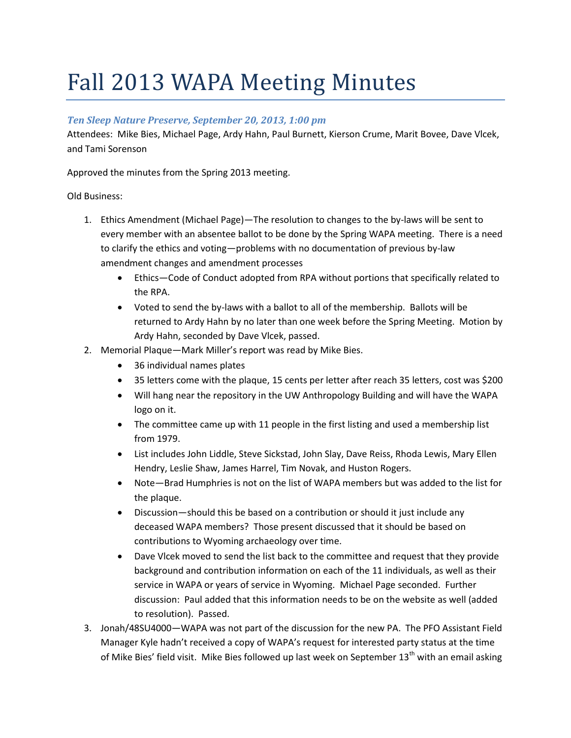# Fall 2013 WAPA Meeting Minutes

### *Ten Sleep Nature Preserve, September 20, 2013, 1:00 pm*

Attendees: Mike Bies, Michael Page, Ardy Hahn, Paul Burnett, Kierson Crume, Marit Bovee, Dave Vlcek, and Tami Sorenson

Approved the minutes from the Spring 2013 meeting.

Old Business:

1. Ethics Amendment (Michael Page)—The resolution to changes to the by-laws will be sent to every member with an absentee ballot to be done by the Spring WAPA meeting. There is a need to clarify the ethics and voting—problems with no documentation of previous by-law amendment changes and amendment processes
   - Ethics—Code of Conduct adopted from RPA without portions that specifically related to the RPA.
   - Voted to send the by-laws with a ballot to all of the membership. Ballots will be returned to Ardy Hahn by no later than one week before the Spring Meeting. Motion by Ardy Hahn, seconded by Dave Vlcek, passed.
2. Memorial Plaque—Mark Miller's report was read by Mike Bies.
   - 36 individual names plates
   - 35 letters come with the plaque, 15 cents per letter after reach 35 letters, cost was $200
   - Will hang near the repository in the UW Anthropology Building and will have the WAPA logo on it.
   - The committee came up with 11 people in the first listing and used a membership list from 1979.
   - List includes John Liddle, Steve Sickstad, John Slay, Dave Reiss, Rhoda Lewis, Mary Ellen Hendry, Leslie Shaw, James Harrel, Tim Novak, and Huston Rogers.
   - Note—Brad Humphries is not on the list of WAPA members but was added to the list for the plaque.
   - Discussion—should this be based on a contribution or should it just include any deceased WAPA members? Those present discussed that it should be based on contributions to Wyoming archaeology over time.
   - Dave Vlcek moved to send the list back to the committee and request that they provide background and contribution information on each of the 11 individuals, as well as their service in WAPA or years of service in Wyoming. Michael Page seconded. Further discussion: Paul added that this information needs to be on the website as well (added to resolution). Passed.
3. Jonah/48SU4000—WAPA was not part of the discussion for the new PA. The PFO Assistant Field Manager Kyle hadn't received a copy of WAPA's request for interested party status at the time of Mike Bies' field visit. Mike Bies followed up last week on September 13th with an email asking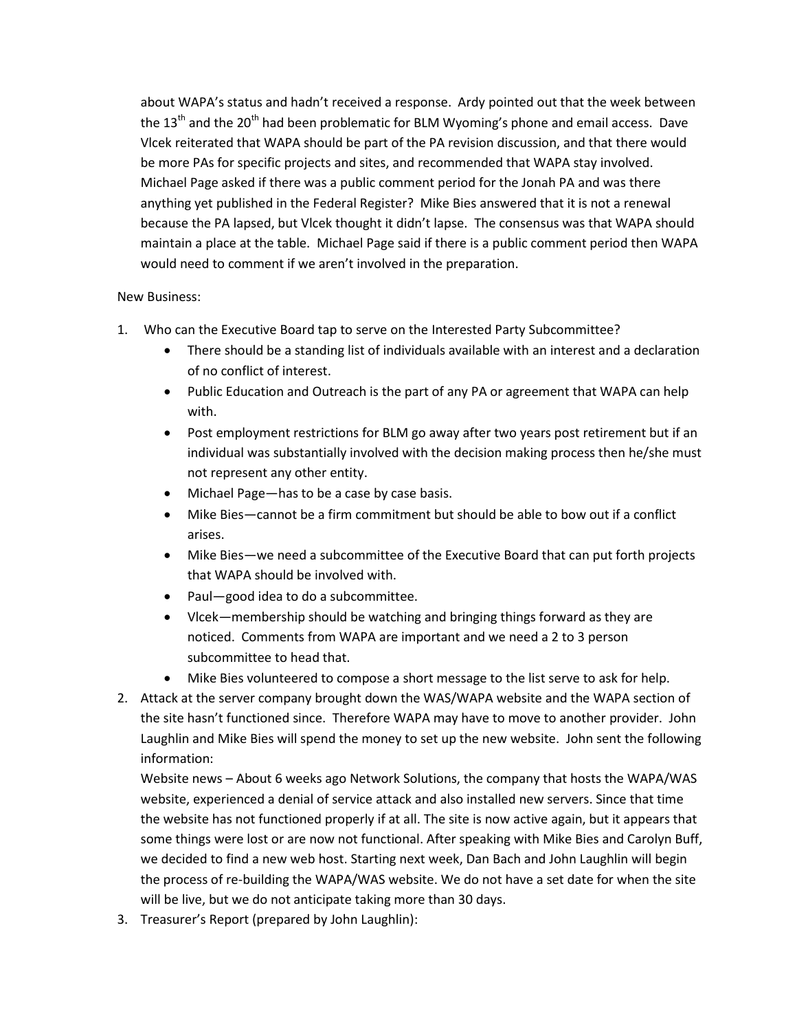about WAPA's status and hadn't received a response. Ardy pointed out that the week between the 13th and the 20th had been problematic for BLM Wyoming's phone and email access. Dave Vlcek reiterated that WAPA should be part of the PA revision discussion, and that there would be more PAs for specific projects and sites, and recommended that WAPA stay involved. Michael Page asked if there was a public comment period for the Jonah PA and was there anything yet published in the Federal Register? Mike Bies answered that it is not a renewal because the PA lapsed, but Vlcek thought it didn't lapse. The consensus was that WAPA should maintain a place at the table. Michael Page said if there is a public comment period then WAPA would need to comment if we aren't involved in the preparation.

New Business:

1. Who can the Executive Board tap to serve on the Interested Party Subcommittee?
    - There should be a standing list of individuals available with an interest and a declaration of no conflict of interest.
    - Public Education and Outreach is the part of any PA or agreement that WAPA can help with.
    - Post employment restrictions for BLM go away after two years post retirement but if an individual was substantially involved with the decision making process then he/she must not represent any other entity.
    - Michael Page—has to be a case by case basis.
    - Mike Bies—cannot be a firm commitment but should be able to bow out if a conflict arises.
    - Mike Bies—we need a subcommittee of the Executive Board that can put forth projects that WAPA should be involved with.
    - Paul—good idea to do a subcommittee.
    - Vlcek—membership should be watching and bringing things forward as they are noticed. Comments from WAPA are important and we need a 2 to 3 person subcommittee to head that.
    - Mike Bies volunteered to compose a short message to the list serve to ask for help.
2. Attack at the server company brought down the WAS/WAPA website and the WAPA section of the site hasn't functioned since. Therefore WAPA may have to move to another provider. John Laughlin and Mike Bies will spend the money to set up the new website. John sent the following information:

   Website news – About 6 weeks ago Network Solutions, the company that hosts the WAPA/WAS website, experienced a denial of service attack and also installed new servers. Since that time the website has not functioned properly if at all. The site is now active again, but it appears that some things were lost or are now not functional. After speaking with Mike Bies and Carolyn Buff, we decided to find a new web host. Starting next week, Dan Bach and John Laughlin will begin the process of re-building the WAPA/WAS website. We do not have a set date for when the site will be live, but we do not anticipate taking more than 30 days.
3. Treasurer's Report (prepared by John Laughlin):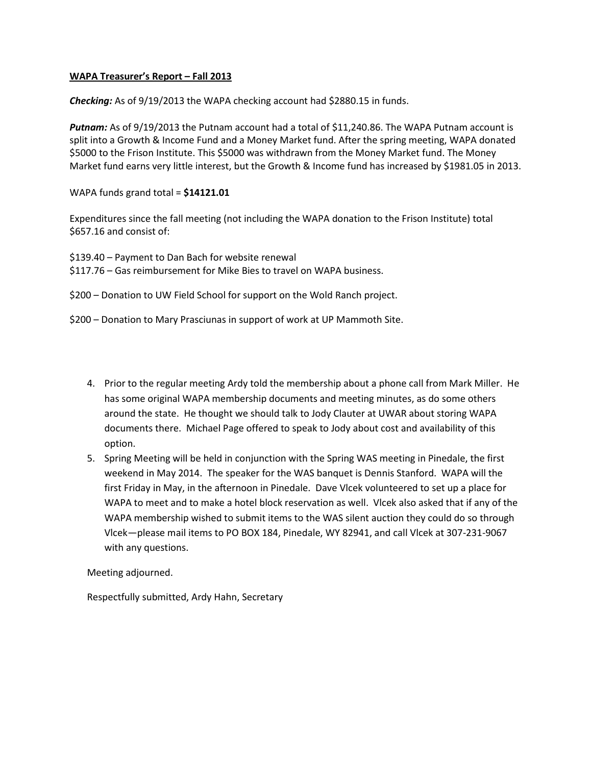**WAPA Treasurer's Report – Fall 2013**

***Checking:*** As of 9/19/2013 the WAPA checking account had $2880.15 in funds.

***Putnam:*** As of 9/19/2013 the Putnam account had a total of $11,240.86. The WAPA Putnam account is split into a Growth & Income Fund and a Money Market fund. After the spring meeting, WAPA donated $5000 to the Frison Institute. This $5000 was withdrawn from the Money Market fund. The Money Market fund earns very little interest, but the Growth & Income fund has increased by $1981.05 in 2013.

WAPA funds grand total = **$14121.01**

Expenditures since the fall meeting (not including the WAPA donation to the Frison Institute) total $657.16 and consist of:

$139.40 – Payment to Dan Bach for website renewal
$117.76 – Gas reimbursement for Mike Bies to travel on WAPA business.

$200 – Donation to UW Field School for support on the Wold Ranch project.

$200 – Donation to Mary Prasciunas in support of work at UP Mammoth Site.

4. Prior to the regular meeting Ardy told the membership about a phone call from Mark Miller. He has some original WAPA membership documents and meeting minutes, as do some others around the state. He thought we should talk to Jody Clauter at UWAR about storing WAPA documents there. Michael Page offered to speak to Jody about cost and availability of this option.
5. Spring Meeting will be held in conjunction with the Spring WAS meeting in Pinedale, the first weekend in May 2014. The speaker for the WAS banquet is Dennis Stanford. WAPA will the first Friday in May, in the afternoon in Pinedale. Dave Vlcek volunteered to set up a place for WAPA to meet and to make a hotel block reservation as well. Vlcek also asked that if any of the WAPA membership wished to submit items to the WAS silent auction they could do so through Vlcek—please mail items to PO BOX 184, Pinedale, WY 82941, and call Vlcek at 307-231-9067 with any questions.

Meeting adjourned.

Respectfully submitted, Ardy Hahn, Secretary